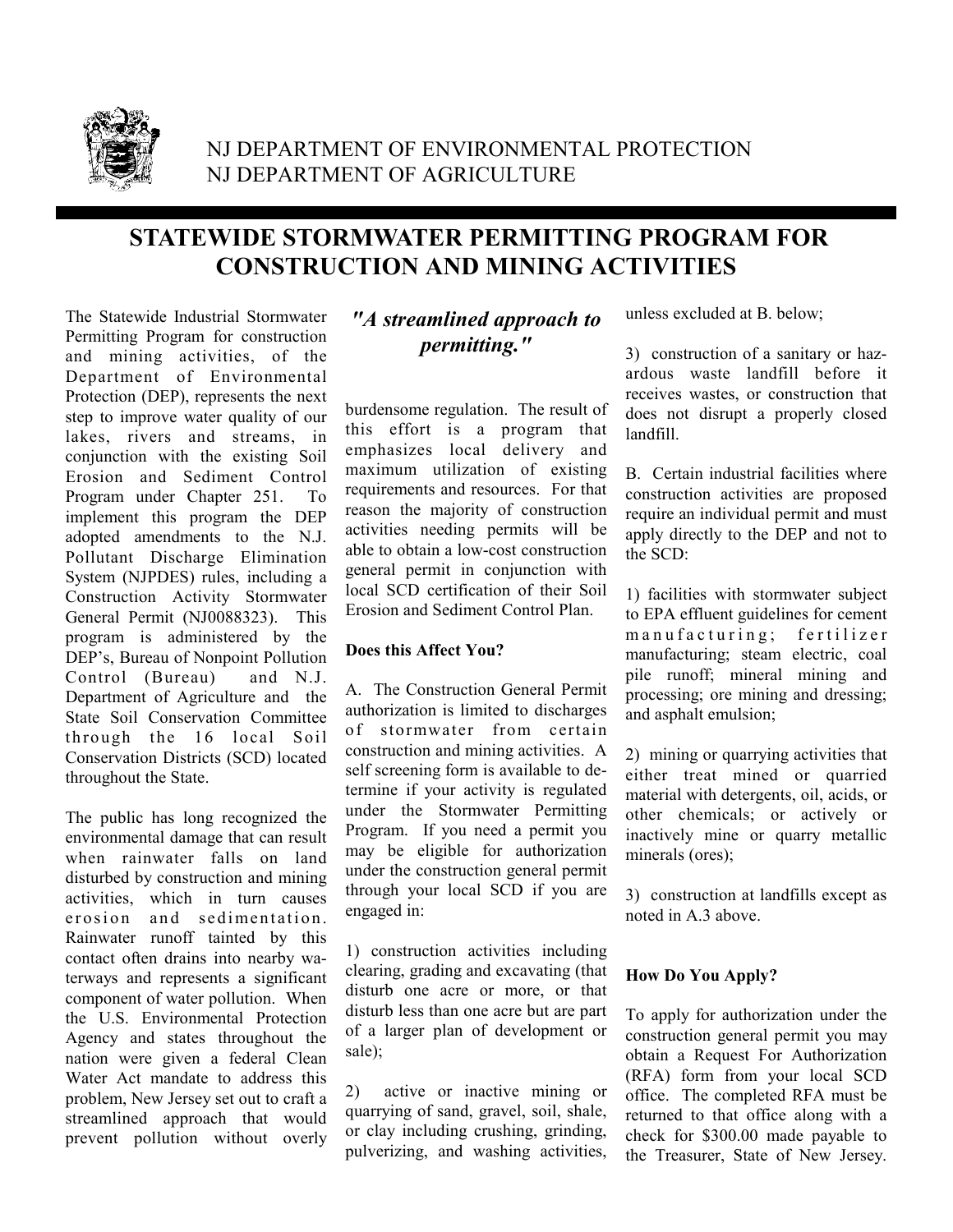NJ DEPARTMENT OF ENVIRONMENTAL PROTECTION
NJ DEPARTMENT OF AGRICULTURE

# STATEWIDE STORMWATER PERMITTING PROGRAM FOR CONSTRUCTION AND MINING ACTIVITIES

***"A streamlined approach to permitting."***

The Statewide Industrial Stormwater Permitting Program for construction and mining activities, of the Department of Environmental Protection (DEP), represents the next step to improve water quality of our lakes, rivers and streams, in conjunction with the existing Soil Erosion and Sediment Control Program under Chapter 251. To implement this program the DEP adopted amendments to the N.J. Pollutant Discharge Elimination System (NJPDES) rules, including a Construction Activity Stormwater General Permit (NJ0088323). This program is administered by the DEP's, Bureau of Nonpoint Pollution Control (Bureau) and N.J. Department of Agriculture and the State Soil Conservation Committee through the 16 local Soil Conservation Districts (SCD) located throughout the State.

The public has long recognized the environmental damage that can result when rainwater falls on land disturbed by construction and mining activities, which in turn causes erosion and sedimentation. Rainwater runoff tainted by this contact often drains into nearby waterways and represents a significant component of water pollution. When the U.S. Environmental Protection Agency and states throughout the nation were given a federal Clean Water Act mandate to address this problem, New Jersey set out to craft a streamlined approach that would prevent pollution without overly burdensome regulation. The result of this effort is a program that emphasizes local delivery and maximum utilization of existing requirements and resources. For that reason the majority of construction activities needing permits will be able to obtain a low-cost construction general permit in conjunction with local SCD certification of their Soil Erosion and Sediment Control Plan.

**Does this Affect You?**

A. The Construction General Permit authorization is limited to discharges of stormwater from certain construction and mining activities. A self screening form is available to determine if your activity is regulated under the Stormwater Permitting Program. If you need a permit you may be eligible for authorization under the construction general permit through your local SCD if you are engaged in:

1) construction activities including clearing, grading and excavating (that disturb one acre or more, or that disturb less than one acre but are part of a larger plan of development or sale);

2) active or inactive mining or quarrying of sand, gravel, soil, shale, or clay including crushing, grinding, pulverizing, and washing activities, unless excluded at B. below;

3) construction of a sanitary or hazardous waste landfill before it receives wastes, or construction that does not disrupt a properly closed landfill.

B. Certain industrial facilities where construction activities are proposed require an individual permit and must apply directly to the DEP and not to the SCD:

1) facilities with stormwater subject to EPA effluent guidelines for cement manufacturing; fertilizer manufacturing; steam electric, coal pile runoff; mineral mining and processing; ore mining and dressing; and asphalt emulsion;

2) mining or quarrying activities that either treat mined or quarried material with detergents, oil, acids, or other chemicals; or actively or inactively mine or quarry metallic minerals (ores);

3) construction at landfills except as noted in A.3 above.

**How Do You Apply?**

To apply for authorization under the construction general permit you may obtain a Request For Authorization (RFA) form from your local SCD office. The completed RFA must be returned to that office along with a check for $300.00 made payable to the Treasurer, State of New Jersey.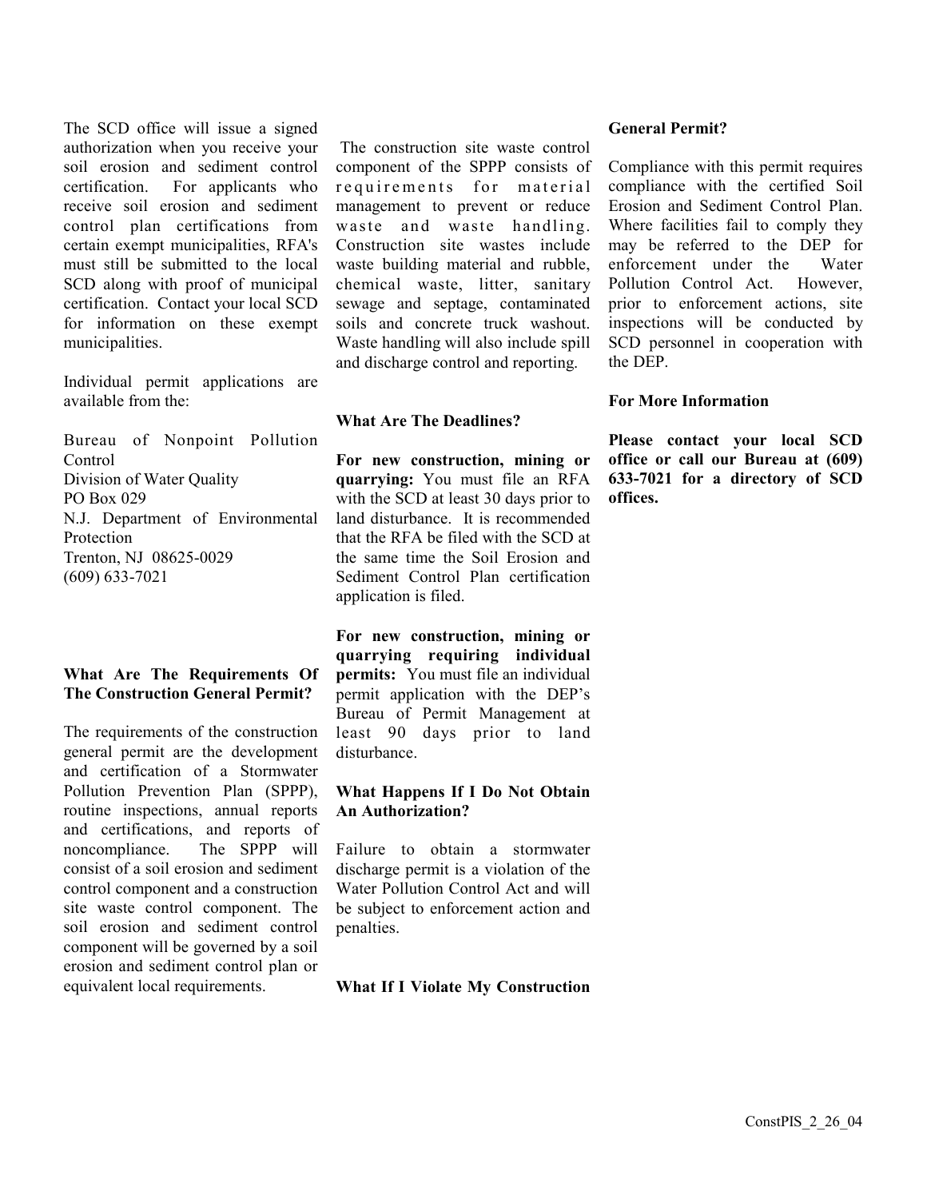The SCD office will issue a signed authorization when you receive your soil erosion and sediment control certification. For applicants who receive soil erosion and sediment control plan certifications from certain exempt municipalities, RFA's must still be submitted to the local SCD along with proof of municipal certification. Contact your local SCD for information on these exempt municipalities.

Individual permit applications are available from the:

Bureau of Nonpoint Pollution Control
Division of Water Quality
PO Box 029
N.J. Department of Environmental Protection
Trenton, NJ 08625-0029
(609) 633-7021

### What Are The Requirements Of The Construction General Permit?

The requirements of the construction general permit are the development and certification of a Stormwater Pollution Prevention Plan (SPPP), routine inspections, annual reports and certifications, and reports of noncompliance. The SPPP will consist of a soil erosion and sediment control component and a construction site waste control component. The soil erosion and sediment control component will be governed by a soil erosion and sediment control plan or equivalent local requirements.

The construction site waste control component of the SPPP consists of requirements for material management to prevent or reduce waste and waste handling. Construction site wastes include waste building material and rubble, chemical waste, litter, sanitary sewage and septage, contaminated soils and concrete truck washout. Waste handling will also include spill and discharge control and reporting.

### What Are The Deadlines?

**For new construction, mining or quarrying:** You must file an RFA with the SCD at least 30 days prior to land disturbance. It is recommended that the RFA be filed with the SCD at the same time the Soil Erosion and Sediment Control Plan certification application is filed.

**For new construction, mining or quarrying requiring individual permits:** You must file an individual permit application with the DEP's Bureau of Permit Management at least 90 days prior to land disturbance.

### What Happens If I Do Not Obtain An Authorization?

Failure to obtain a stormwater discharge permit is a violation of the Water Pollution Control Act and will be subject to enforcement action and penalties.

### What If I Violate My Construction General Permit?

Compliance with this permit requires compliance with the certified Soil Erosion and Sediment Control Plan. Where facilities fail to comply they may be referred to the DEP for enforcement under the Water Pollution Control Act. However, prior to enforcement actions, site inspections will be conducted by SCD personnel in cooperation with the DEP.

### For More Information

**Please contact your local SCD office or call our Bureau at (609) 633-7021 for a directory of SCD offices.**

ConstPIS_2_26_04